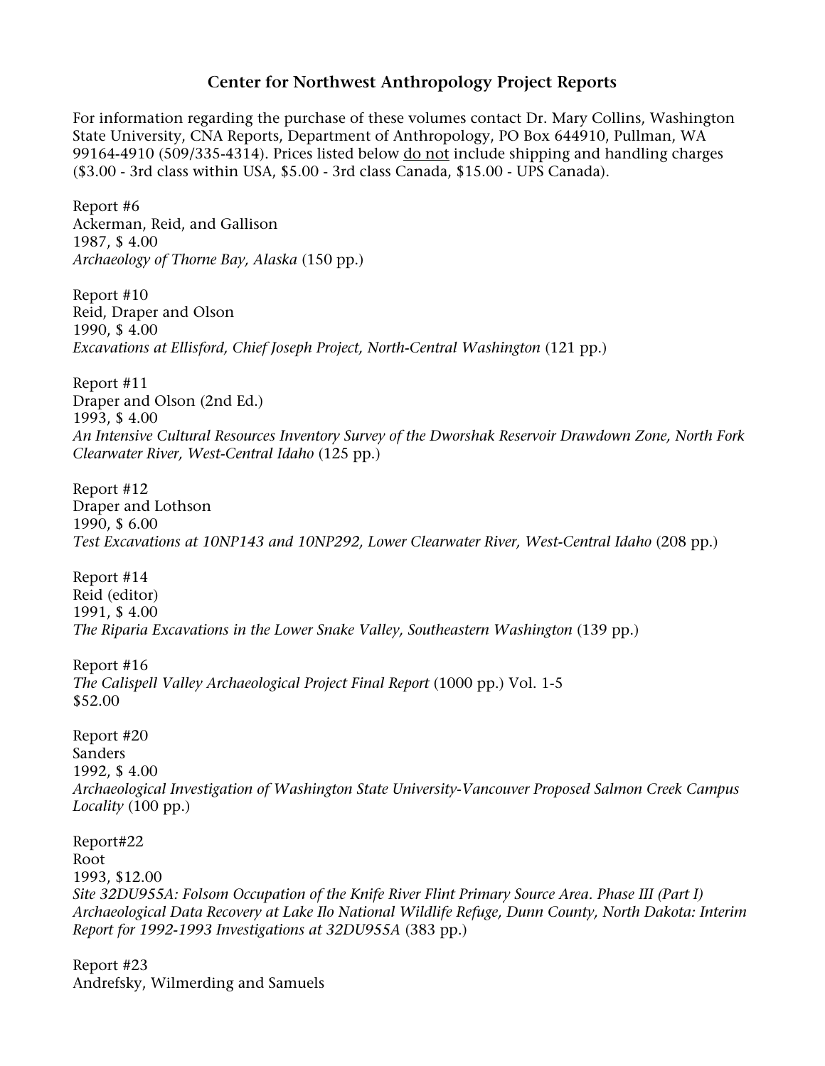# Center for Northwest Anthropology Project Reports

For information regarding the purchase of these volumes contact Dr. Mary Collins, Washington State University, CNA Reports, Department of Anthropology, PO Box 644910, Pullman, WA 99164-4910 (509/335-4314). Prices listed below <u>do not</u> include shipping and handling charges ($3.00 - 3rd class within USA, $5.00 - 3rd class Canada, $15.00 - UPS Canada).

Report #6
Ackerman, Reid, and Gallison
1987, $ 4.00
*Archaeology of Thorne Bay, Alaska* (150 pp.)

Report #10
Reid, Draper and Olson
1990, $ 4.00
*Excavations at Ellisford, Chief Joseph Project, North-Central Washington* (121 pp.)

Report #11
Draper and Olson (2nd Ed.)
1993, $ 4.00
*An Intensive Cultural Resources Inventory Survey of the Dworshak Reservoir Drawdown Zone, North Fork Clearwater River, West-Central Idaho* (125 pp.)

Report #12
Draper and Lothson
1990, $ 6.00
*Test Excavations at 10NP143 and 10NP292, Lower Clearwater River, West-Central Idaho* (208 pp.)

Report #14
Reid (editor)
1991, $ 4.00
*The Riparia Excavations in the Lower Snake Valley, Southeastern Washington* (139 pp.)

Report #16
*The Calispell Valley Archaeological Project Final Report* (1000 pp.) Vol. 1-5
$52.00

Report #20
Sanders
1992, $ 4.00
*Archaeological Investigation of Washington State University-Vancouver Proposed Salmon Creek Campus Locality* (100 pp.)

Report#22
Root
1993, $12.00
*Site 32DU955A: Folsom Occupation of the Knife River Flint Primary Source Area. Phase III (Part I) Archaeological Data Recovery at Lake Ilo National Wildlife Refuge, Dunn County, North Dakota: Interim Report for 1992-1993 Investigations at 32DU955A* (383 pp.)

Report #23
Andrefsky, Wilmerding and Samuels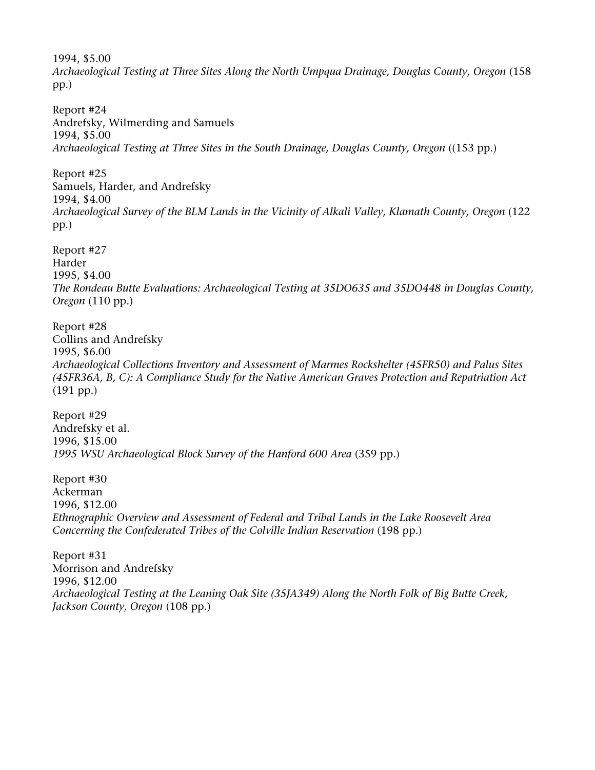1994, $5.00
*Archaeological Testing at Three Sites Along the North Umpqua Drainage, Douglas County, Oregon* (158 pp.)

Report #24
Andrefsky, Wilmerding and Samuels
1994, $5.00
*Archaeological Testing at Three Sites in the South Drainage, Douglas County, Oregon* ((153 pp.)

Report #25
Samuels, Harder, and Andrefsky
1994, $4.00
*Archaeological Survey of the BLM Lands in the Vicinity of Alkali Valley, Klamath County, Oregon* (122 pp.)

Report #27
Harder
1995, $4.00
*The Rondeau Butte Evaluations: Archaeological Testing at 35DO635 and 35DO448 in Douglas County, Oregon* (110 pp.)

Report #28
Collins and Andrefsky
1995, $6.00
*Archaeological Collections Inventory and Assessment of Marmes Rockshelter (45FR50) and Palus Sites (45FR36A, B, C): A Compliance Study for the Native American Graves Protection and Repatriation Act* (191 pp.)

Report #29
Andrefsky et al.
1996, $15.00
*1995 WSU Archaeological Block Survey of the Hanford 600 Area* (359 pp.)

Report #30
Ackerman
1996, $12.00
*Ethnographic Overview and Assessment of Federal and Tribal Lands in the Lake Roosevelt Area Concerning the Confederated Tribes of the Colville Indian Reservation* (198 pp.)

Report #31
Morrison and Andrefsky
1996, $12.00
*Archaeological Testing at the Leaning Oak Site (35JA349) Along the North Folk of Big Butte Creek, Jackson County, Oregon* (108 pp.)